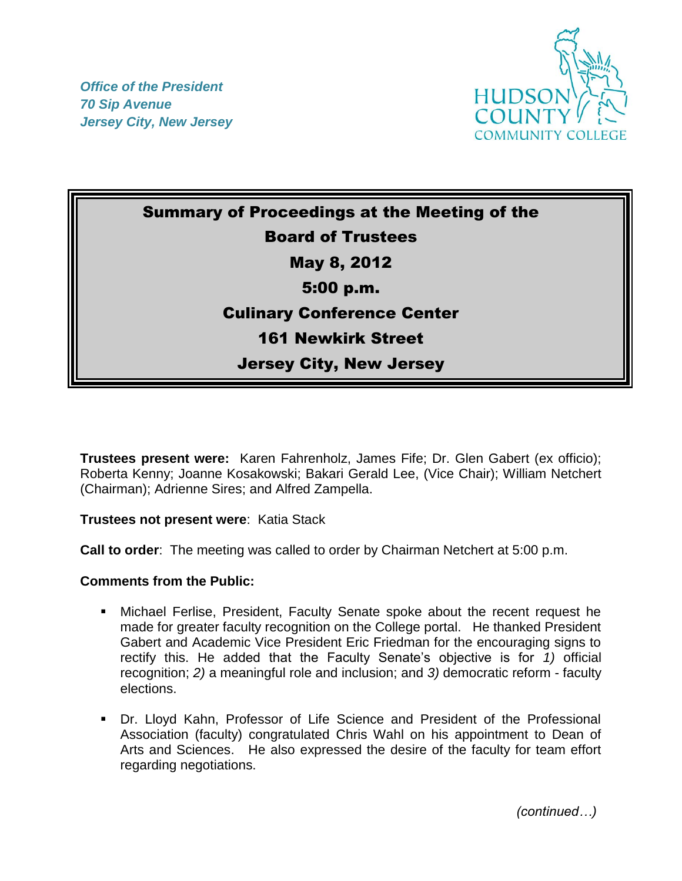*Office of the President*
*70 Sip Avenue*
*Jersey City, New Jersey*

HUDSON COUNTY COMMUNITY COLLEGE

# Summary of Proceedings at the Meeting of the Board of Trustees

**May 8, 2012**

**5:00 p.m.**

**Culinary Conference Center**

**161 Newkirk Street**

**Jersey City, New Jersey**

**Trustees present were:** Karen Fahrenholz, James Fife; Dr. Glen Gabert (ex officio); Roberta Kenny; Joanne Kosakowski; Bakari Gerald Lee, (Vice Chair); William Netchert (Chairman); Adrienne Sires; and Alfred Zampella.

**Trustees not present were**: Katia Stack

**Call to order**: The meeting was called to order by Chairman Netchert at 5:00 p.m.

**Comments from the Public:**

- Michael Ferlise, President, Faculty Senate spoke about the recent request he made for greater faculty recognition on the College portal. He thanked President Gabert and Academic Vice President Eric Friedman for the encouraging signs to rectify this. He added that the Faculty Senate's objective is for *1)* official recognition; *2)* a meaningful role and inclusion; and *3)* democratic reform - faculty elections.

- Dr. Lloyd Kahn, Professor of Life Science and President of the Professional Association (faculty) congratulated Chris Wahl on his appointment to Dean of Arts and Sciences. He also expressed the desire of the faculty for team effort regarding negotiations.

*(continued…)*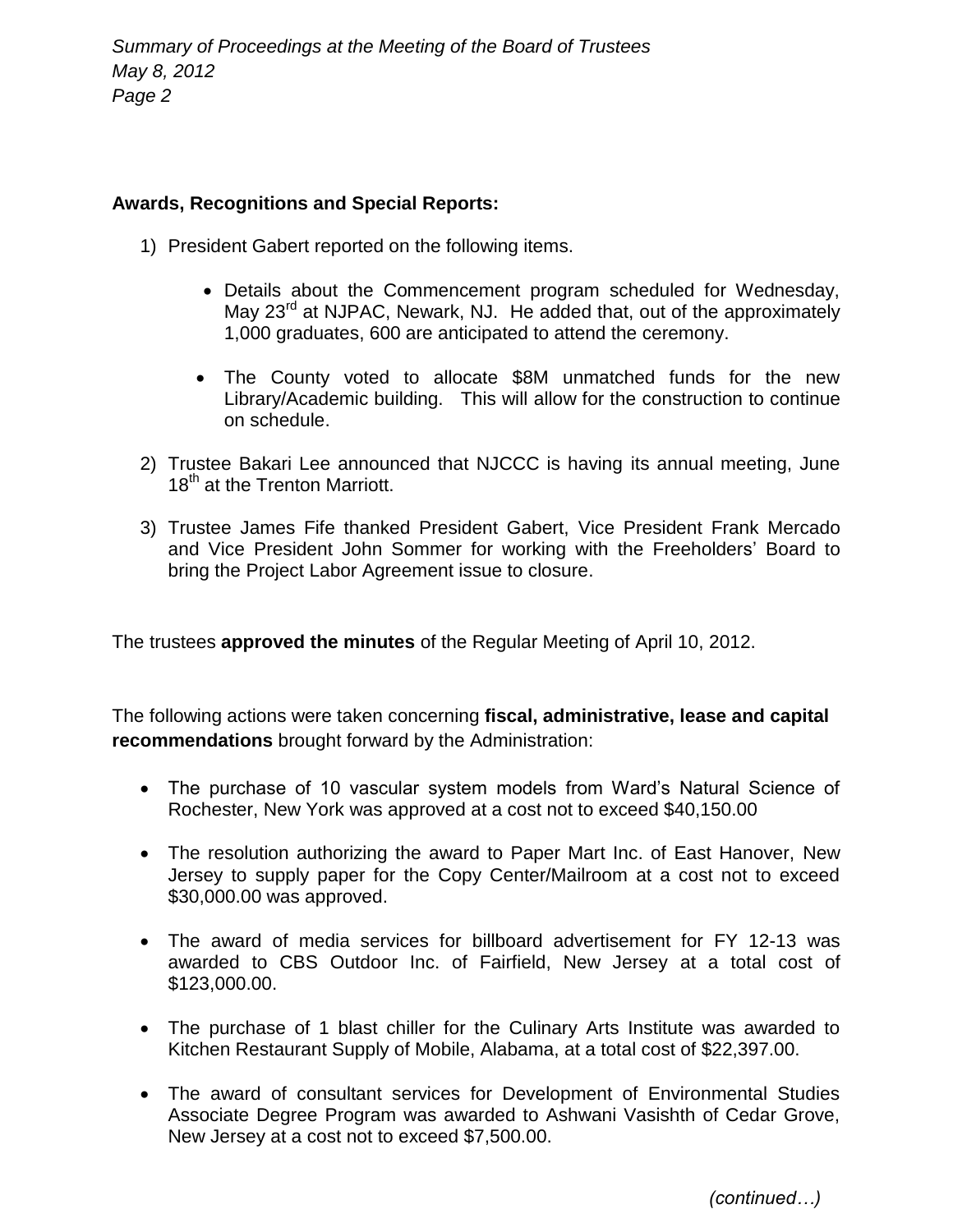**Awards, Recognitions and Special Reports:**

1) President Gabert reported on the following items.

   - Details about the Commencement program scheduled for Wednesday, May 23rd at NJPAC, Newark, NJ. He added that, out of the approximately 1,000 graduates, 600 are anticipated to attend the ceremony.

   - The County voted to allocate $8M unmatched funds for the new Library/Academic building. This will allow for the construction to continue on schedule.

2) Trustee Bakari Lee announced that NJCCC is having its annual meeting, June 18th at the Trenton Marriott.

3) Trustee James Fife thanked President Gabert, Vice President Frank Mercado and Vice President John Sommer for working with the Freeholders' Board to bring the Project Labor Agreement issue to closure.

The trustees **approved the minutes** of the Regular Meeting of April 10, 2012.

The following actions were taken concerning **fiscal, administrative, lease and capital recommendations** brought forward by the Administration:

- The purchase of 10 vascular system models from Ward's Natural Science of Rochester, New York was approved at a cost not to exceed $40,150.00

- The resolution authorizing the award to Paper Mart Inc. of East Hanover, New Jersey to supply paper for the Copy Center/Mailroom at a cost not to exceed $30,000.00 was approved.

- The award of media services for billboard advertisement for FY 12-13 was awarded to CBS Outdoor Inc. of Fairfield, New Jersey at a total cost of $123,000.00.

- The purchase of 1 blast chiller for the Culinary Arts Institute was awarded to Kitchen Restaurant Supply of Mobile, Alabama, at a total cost of $22,397.00.

- The award of consultant services for Development of Environmental Studies Associate Degree Program was awarded to Ashwani Vasishth of Cedar Grove, New Jersey at a cost not to exceed $7,500.00.

*(continued…)*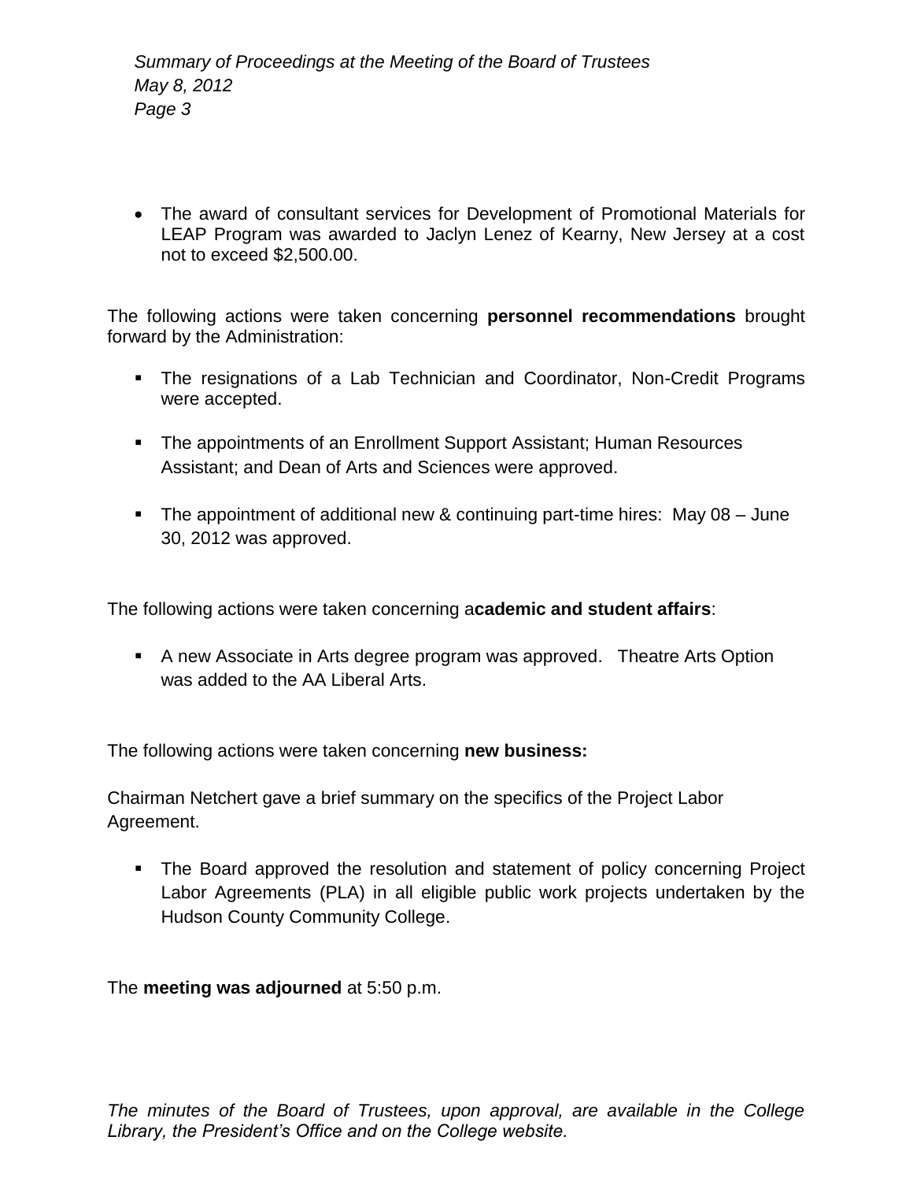- The award of consultant services for Development of Promotional Materials for LEAP Program was awarded to Jaclyn Lenez of Kearny, New Jersey at a cost not to exceed $2,500.00.

The following actions were taken concerning **personnel recommendations** brought forward by the Administration:

- The resignations of a Lab Technician and Coordinator, Non-Credit Programs were accepted.
- The appointments of an Enrollment Support Assistant; Human Resources Assistant; and Dean of Arts and Sciences were approved.
- The appointment of additional new & continuing part-time hires: May 08 – June 30, 2012 was approved.

The following actions were taken concerning a**cademic and student affairs**:

- A new Associate in Arts degree program was approved. Theatre Arts Option was added to the AA Liberal Arts.

The following actions were taken concerning **new business:**

Chairman Netchert gave a brief summary on the specifics of the Project Labor Agreement.

- The Board approved the resolution and statement of policy concerning Project Labor Agreements (PLA) in all eligible public work projects undertaken by the Hudson County Community College.

The **meeting was adjourned** at 5:50 p.m.

*The minutes of the Board of Trustees, upon approval, are available in the College Library, the President's Office and on the College website.*